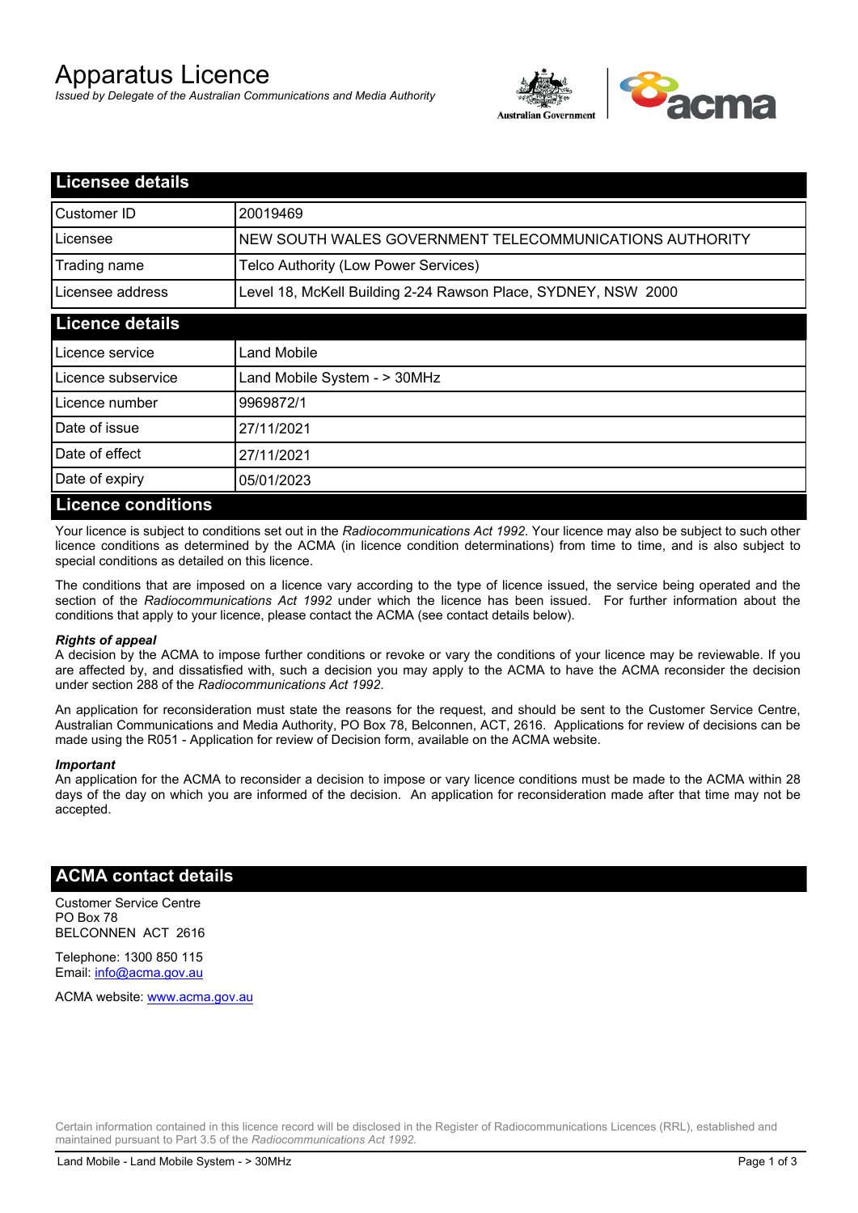# Apparatus Licence

*Issued by Delegate of the Australian Communications and Media Authority*

## Licensee details

| | |
|---|---|
| Customer ID | 20019469 |
| Licensee | NEW SOUTH WALES GOVERNMENT TELECOMMUNICATIONS AUTHORITY |
| Trading name | Telco Authority (Low Power Services) |
| Licensee address | Level 18, McKell Building 2-24 Rawson Place, SYDNEY, NSW 2000 |

## Licence details

| | |
|---|---|
| Licence service | Land Mobile |
| Licence subservice | Land Mobile System - > 30MHz |
| Licence number | 9969872/1 |
| Date of issue | 27/11/2021 |
| Date of effect | 27/11/2021 |
| Date of expiry | 05/01/2023 |

## Licence conditions

Your licence is subject to conditions set out in the *Radiocommunications Act 1992*. Your licence may also be subject to such other licence conditions as determined by the ACMA (in licence condition determinations) from time to time, and is also subject to special conditions as detailed on this licence.

The conditions that are imposed on a licence vary according to the type of licence issued, the service being operated and the section of the *Radiocommunications Act 1992* under which the licence has been issued. For further information about the conditions that apply to your licence, please contact the ACMA (see contact details below).

***Rights of appeal***

A decision by the ACMA to impose further conditions or revoke or vary the conditions of your licence may be reviewable. If you are affected by, and dissatisfied with, such a decision you may apply to the ACMA to have the ACMA reconsider the decision under section 288 of the *Radiocommunications Act 1992*.

An application for reconsideration must state the reasons for the request, and should be sent to the Customer Service Centre, Australian Communications and Media Authority, PO Box 78, Belconnen, ACT, 2616. Applications for review of decisions can be made using the R051 - Application for review of Decision form, available on the ACMA website.

***Important***

An application for the ACMA to reconsider a decision to impose or vary licence conditions must be made to the ACMA within 28 days of the day on which you are informed of the decision. An application for reconsideration made after that time may not be accepted.

## ACMA contact details

Customer Service Centre
PO Box 78
BELCONNEN ACT 2616

Telephone: 1300 850 115
Email: info@acma.gov.au

ACMA website: www.acma.gov.au

Certain information contained in this licence record will be disclosed in the Register of Radiocommunications Licences (RRL), established and maintained pursuant to Part 3.5 of the *Radiocommunications Act 1992.*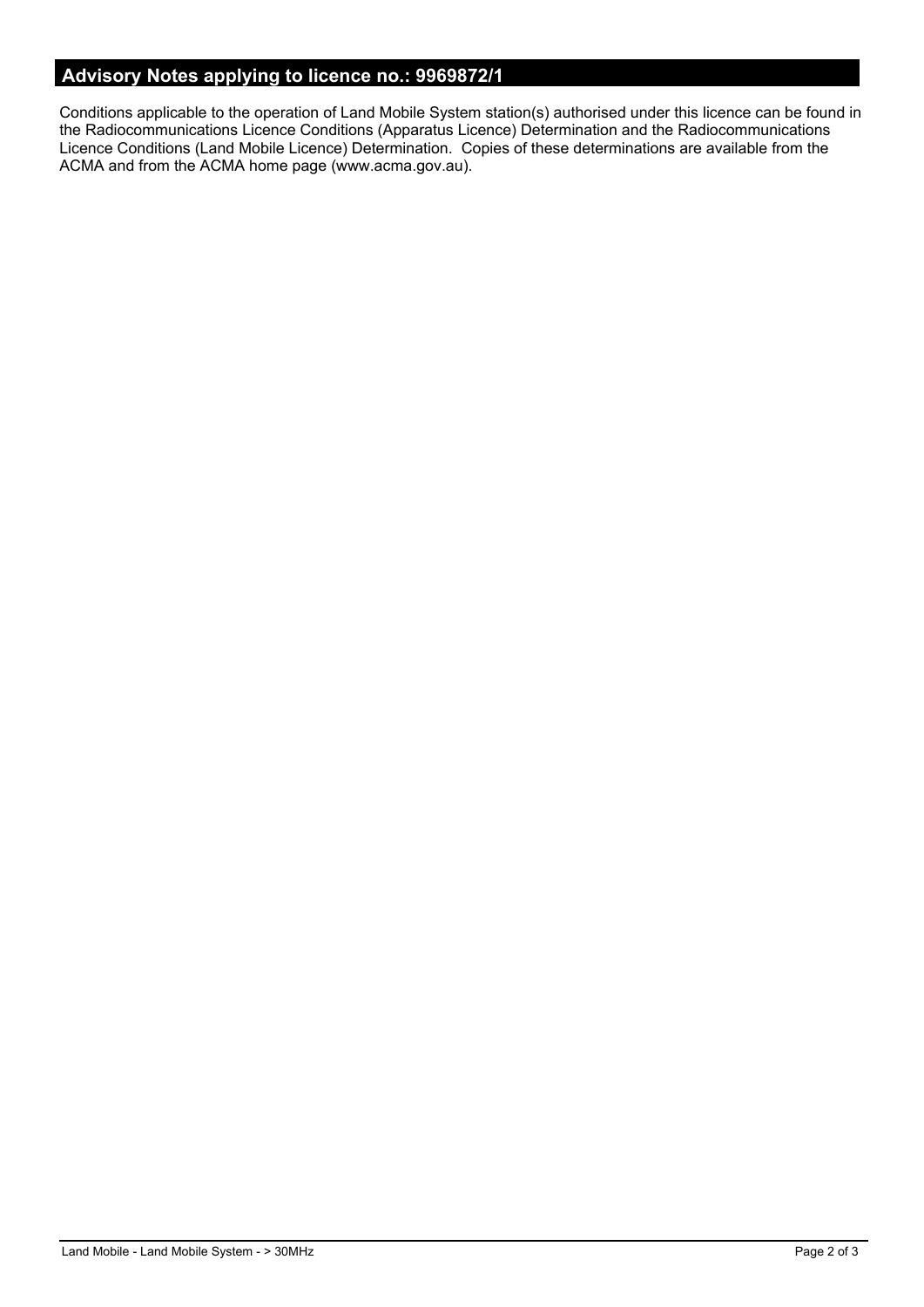## Advisory Notes applying to licence no.: 9969872/1

Conditions applicable to the operation of Land Mobile System station(s) authorised under this licence can be found in the Radiocommunications Licence Conditions (Apparatus Licence) Determination and the Radiocommunications Licence Conditions (Land Mobile Licence) Determination. Copies of these determinations are available from the ACMA and from the ACMA home page (www.acma.gov.au).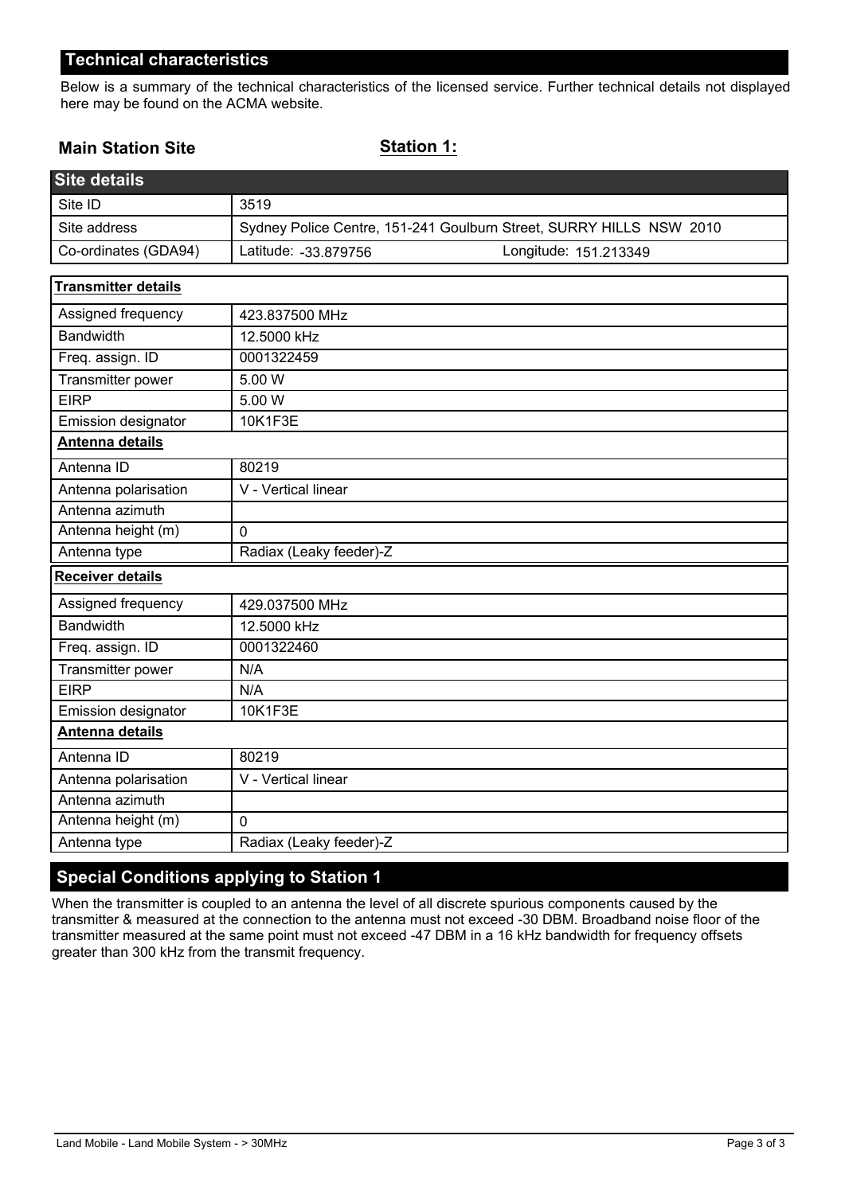## Technical characteristics

Below is a summary of the technical characteristics of the licensed service. Further technical details not displayed here may be found on the ACMA website.

**Main Station Site** **Station 1:**

| Site details | |
|---|---|
| Site ID | 3519 |
| Site address | Sydney Police Centre, 151-241 Goulburn Street, SURRY HILLS NSW 2010 |
| Co-ordinates (GDA94) | Latitude: -33.879756 Longitude: 151.213349 |

| **Transmitter details** | |
|---|---|
| Assigned frequency | 423.837500 MHz |
| Bandwidth | 12.5000 kHz |
| Freq. assign. ID | 0001322459 |
| Transmitter power | 5.00 W |
| EIRP | 5.00 W |
| Emission designator | 10K1F3E |
| **Antenna details** | |
| Antenna ID | 80219 |
| Antenna polarisation | V - Vertical linear |
| Antenna azimuth | |
| Antenna height (m) | 0 |
| Antenna type | Radiax (Leaky feeder)-Z |
| **Receiver details** | |
| Assigned frequency | 429.037500 MHz |
| Bandwidth | 12.5000 kHz |
| Freq. assign. ID | 0001322460 |
| Transmitter power | N/A |
| EIRP | N/A |
| Emission designator | 10K1F3E |
| **Antenna details** | |
| Antenna ID | 80219 |
| Antenna polarisation | V - Vertical linear |
| Antenna azimuth | |
| Antenna height (m) | 0 |
| Antenna type | Radiax (Leaky feeder)-Z |

## Special Conditions applying to Station 1

When the transmitter is coupled to an antenna the level of all discrete spurious components caused by the transmitter & measured at the connection to the antenna must not exceed -30 DBM. Broadband noise floor of the transmitter measured at the same point must not exceed -47 DBM in a 16 kHz bandwidth for frequency offsets greater than 300 kHz from the transmit frequency.